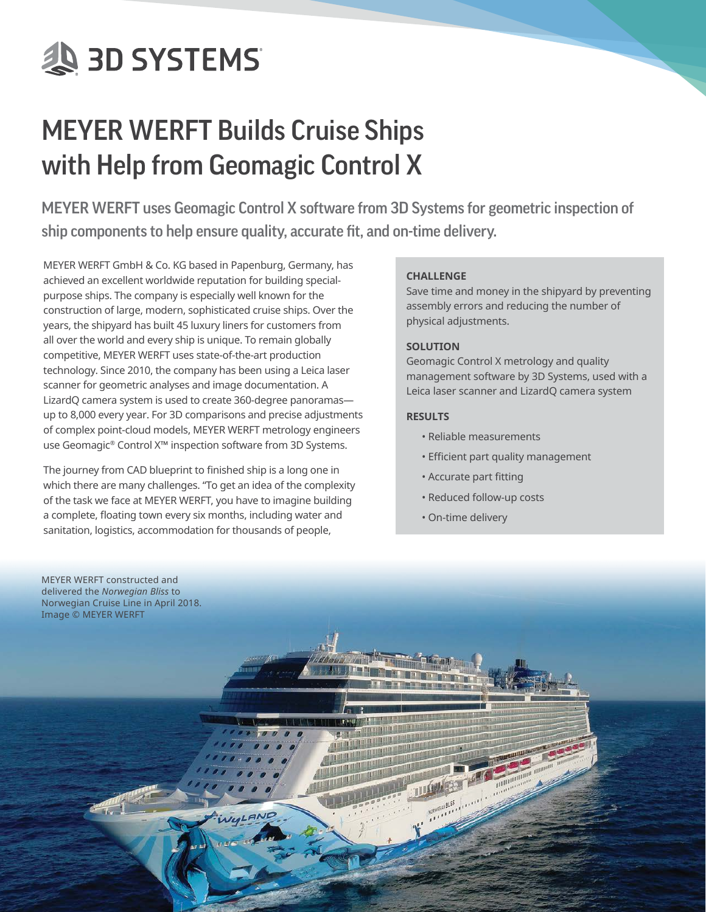# MEYER WERFT Builds Cruise Ships with Help from Geomagic Control X

## MEYER WERFT uses Geomagic Control X software from 3D Systems for geometric inspection of ship components to help ensure quality, accurate fit, and on-time delivery.

MEYER WERFT GmbH & Co. KG based in Papenburg, Germany, has achieved an excellent worldwide reputation for building special-purpose ships. The company is especially well known for the construction of large, modern, sophisticated cruise ships. Over the years, the shipyard has built 45 luxury liners for customers from all over the world and every ship is unique. To remain globally competitive, MEYER WERFT uses state-of-the-art production technology. Since 2010, the company has been using a Leica laser scanner for geometric analyses and image documentation. A LizardQ camera system is used to create 360-degree panoramas—up to 8,000 every year. For 3D comparisons and precise adjustments of complex point-cloud models, MEYER WERFT metrology engineers use Geomagic® Control X™ inspection software from 3D Systems.

The journey from CAD blueprint to finished ship is a long one in which there are many challenges. "To get an idea of the complexity of the task we face at MEYER WERFT, you have to imagine building a complete, floating town every six months, including water and sanitation, logistics, accommodation for thousands of people,

**CHALLENGE**

Save time and money in the shipyard by preventing assembly errors and reducing the number of physical adjustments.

**SOLUTION**

Geomagic Control X metrology and quality management software by 3D Systems, used with a Leica laser scanner and LizardQ camera system

**RESULTS**

- Reliable measurements
- Efficient part quality management
- Accurate part fitting
- Reduced follow-up costs
- On-time delivery

MEYER WERFT constructed and delivered the *Norwegian Bliss* to Norwegian Cruise Line in April 2018. Image © MEYER WERFT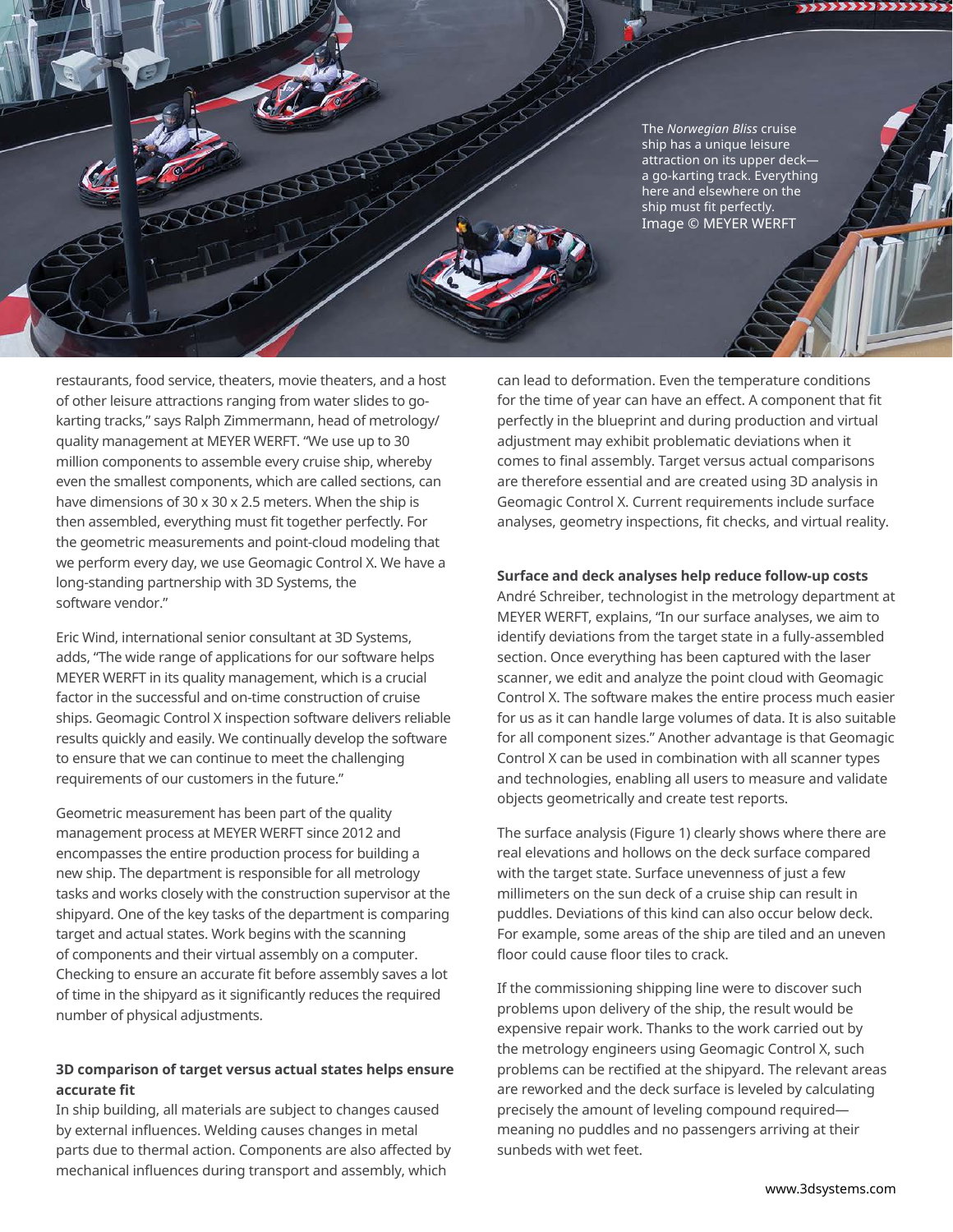The *Norwegian Bliss* cruise ship has a unique leisure attraction on its upper deck—a go-karting track. Everything here and elsewhere on the ship must fit perfectly. Image © MEYER WERFT

restaurants, food service, theaters, movie theaters, and a host of other leisure attractions ranging from water slides to go-karting tracks," says Ralph Zimmermann, head of metrology/quality management at MEYER WERFT. "We use up to 30 million components to assemble every cruise ship, whereby even the smallest components, which are called sections, can have dimensions of 30 x 30 x 2.5 meters. When the ship is then assembled, everything must fit together perfectly. For the geometric measurements and point-cloud modeling that we perform every day, we use Geomagic Control X. We have a long-standing partnership with 3D Systems, the software vendor."

Eric Wind, international senior consultant at 3D Systems, adds, "The wide range of applications for our software helps MEYER WERFT in its quality management, which is a crucial factor in the successful and on-time construction of cruise ships. Geomagic Control X inspection software delivers reliable results quickly and easily. We continually develop the software to ensure that we can continue to meet the challenging requirements of our customers in the future."

Geometric measurement has been part of the quality management process at MEYER WERFT since 2012 and encompasses the entire production process for building a new ship. The department is responsible for all metrology tasks and works closely with the construction supervisor at the shipyard. One of the key tasks of the department is comparing target and actual states. Work begins with the scanning of components and their virtual assembly on a computer. Checking to ensure an accurate fit before assembly saves a lot of time in the shipyard as it significantly reduces the required number of physical adjustments.

### 3D comparison of target versus actual states helps ensure accurate fit

In ship building, all materials are subject to changes caused by external influences. Welding causes changes in metal parts due to thermal action. Components are also affected by mechanical influences during transport and assembly, which can lead to deformation. Even the temperature conditions for the time of year can have an effect. A component that fit perfectly in the blueprint and during production and virtual adjustment may exhibit problematic deviations when it comes to final assembly. Target versus actual comparisons are therefore essential and are created using 3D analysis in Geomagic Control X. Current requirements include surface analyses, geometry inspections, fit checks, and virtual reality.

### Surface and deck analyses help reduce follow-up costs

André Schreiber, technologist in the metrology department at MEYER WERFT, explains, "In our surface analyses, we aim to identify deviations from the target state in a fully-assembled section. Once everything has been captured with the laser scanner, we edit and analyze the point cloud with Geomagic Control X. The software makes the entire process much easier for us as it can handle large volumes of data. It is also suitable for all component sizes." Another advantage is that Geomagic Control X can be used in combination with all scanner types and technologies, enabling all users to measure and validate objects geometrically and create test reports.

The surface analysis (Figure 1) clearly shows where there are real elevations and hollows on the deck surface compared with the target state. Surface unevenness of just a few millimeters on the sun deck of a cruise ship can result in puddles. Deviations of this kind can also occur below deck. For example, some areas of the ship are tiled and an uneven floor could cause floor tiles to crack.

If the commissioning shipping line were to discover such problems upon delivery of the ship, the result would be expensive repair work. Thanks to the work carried out by the metrology engineers using Geomagic Control X, such problems can be rectified at the shipyard. The relevant areas are reworked and the deck surface is leveled by calculating precisely the amount of leveling compound required—meaning no puddles and no passengers arriving at their sunbeds with wet feet.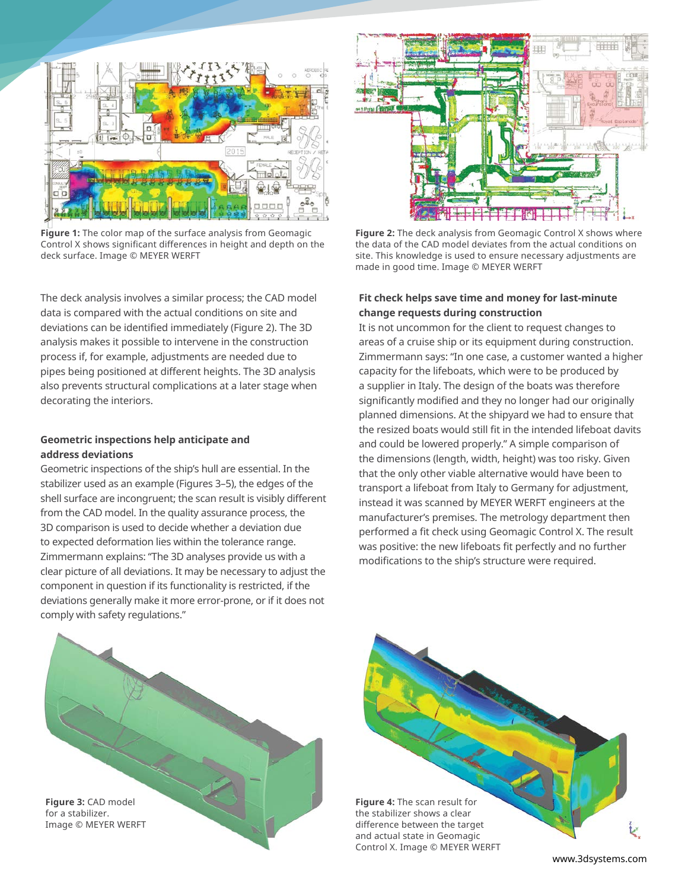Figure 1: The color map of the surface analysis from Geomagic Control X shows significant differences in height and depth on the deck surface. Image © MEYER WERFT

Figure 2: The deck analysis from Geomagic Control X shows where the data of the CAD model deviates from the actual conditions on site. This knowledge is used to ensure necessary adjustments are made in good time. Image © MEYER WERFT

The deck analysis involves a similar process; the CAD model data is compared with the actual conditions on site and deviations can be identified immediately (Figure 2). The 3D analysis makes it possible to intervene in the construction process if, for example, adjustments are needed due to pipes being positioned at different heights. The 3D analysis also prevents structural complications at a later stage when decorating the interiors.

### Geometric inspections help anticipate and address deviations

Geometric inspections of the ship's hull are essential. In the stabilizer used as an example (Figures 3–5), the edges of the shell surface are incongruent; the scan result is visibly different from the CAD model. In the quality assurance process, the 3D comparison is used to decide whether a deviation due to expected deformation lies within the tolerance range. Zimmermann explains: "The 3D analyses provide us with a clear picture of all deviations. It may be necessary to adjust the component in question if its functionality is restricted, if the deviations generally make it more error-prone, or if it does not comply with safety regulations."

### Fit check helps save time and money for last-minute change requests during construction

It is not uncommon for the client to request changes to areas of a cruise ship or its equipment during construction. Zimmermann says: "In one case, a customer wanted a higher capacity for the lifeboats, which were to be produced by a supplier in Italy. The design of the boats was therefore significantly modified and they no longer had our originally planned dimensions. At the shipyard we had to ensure that the resized boats would still fit in the intended lifeboat davits and could be lowered properly." A simple comparison of the dimensions (length, width, height) was too risky. Given that the only other viable alternative would have been to transport a lifeboat from Italy to Germany for adjustment, instead it was scanned by MEYER WERFT engineers at the manufacturer's premises. The metrology department then performed a fit check using Geomagic Control X. The result was positive: the new lifeboats fit perfectly and no further modifications to the ship's structure were required.

Figure 3: CAD model for a stabilizer. Image © MEYER WERFT

Figure 4: The scan result for the stabilizer shows a clear difference between the target and actual state in Geomagic Control X. Image © MEYER WERFT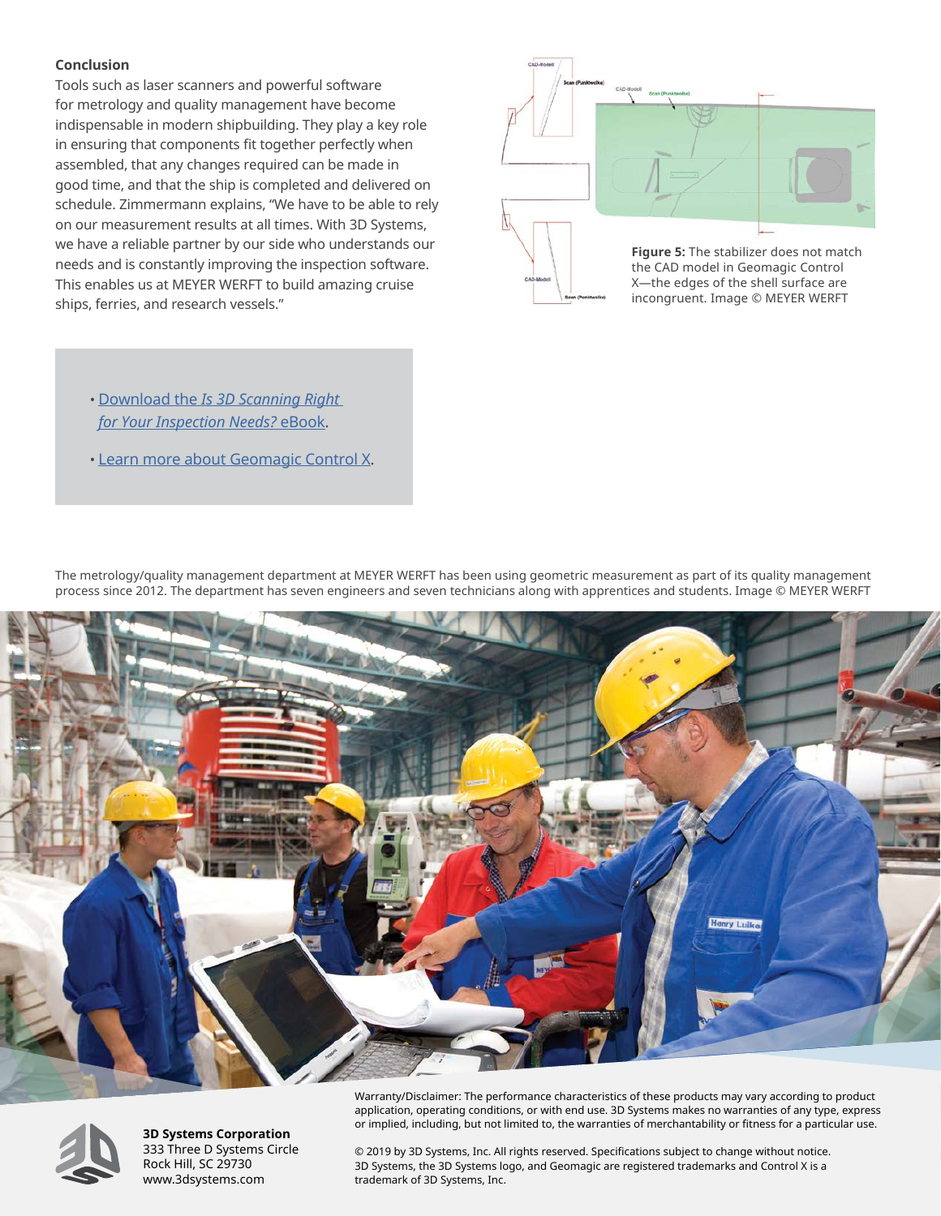## Conclusion

Tools such as laser scanners and powerful software for metrology and quality management have become indispensable in modern shipbuilding. They play a key role in ensuring that components fit together perfectly when assembled, that any changes required can be made in good time, and that the ship is completed and delivered on schedule. Zimmermann explains, "We have to be able to rely on our measurement results at all times. With 3D Systems, we have a reliable partner by our side who understands our needs and is constantly improving the inspection software. This enables us at MEYER WERFT to build amazing cruise ships, ferries, and research vessels."

**Figure 5:** The stabilizer does not match the CAD model in Geomagic Control X—the edges of the shell surface are incongruent. Image © MEYER WERFT

- Download the *Is 3D Scanning Right for Your Inspection Needs?* eBook.
- Learn more about Geomagic Control X.

The metrology/quality management department at MEYER WERFT has been using geometric measurement as part of its quality management process since 2012. The department has seven engineers and seven technicians along with apprentices and students. Image © MEYER WERFT

**3D Systems Corporation**
333 Three D Systems Circle
Rock Hill, SC 29730
www.3dsystems.com

Warranty/Disclaimer: The performance characteristics of these products may vary according to product application, operating conditions, or with end use. 3D Systems makes no warranties of any type, express or implied, including, but not limited to, the warranties of merchantability or fitness for a particular use.

© 2019 by 3D Systems, Inc. All rights reserved. Specifications subject to change without notice. 3D Systems, the 3D Systems logo, and Geomagic are registered trademarks and Control X is a trademark of 3D Systems, Inc.